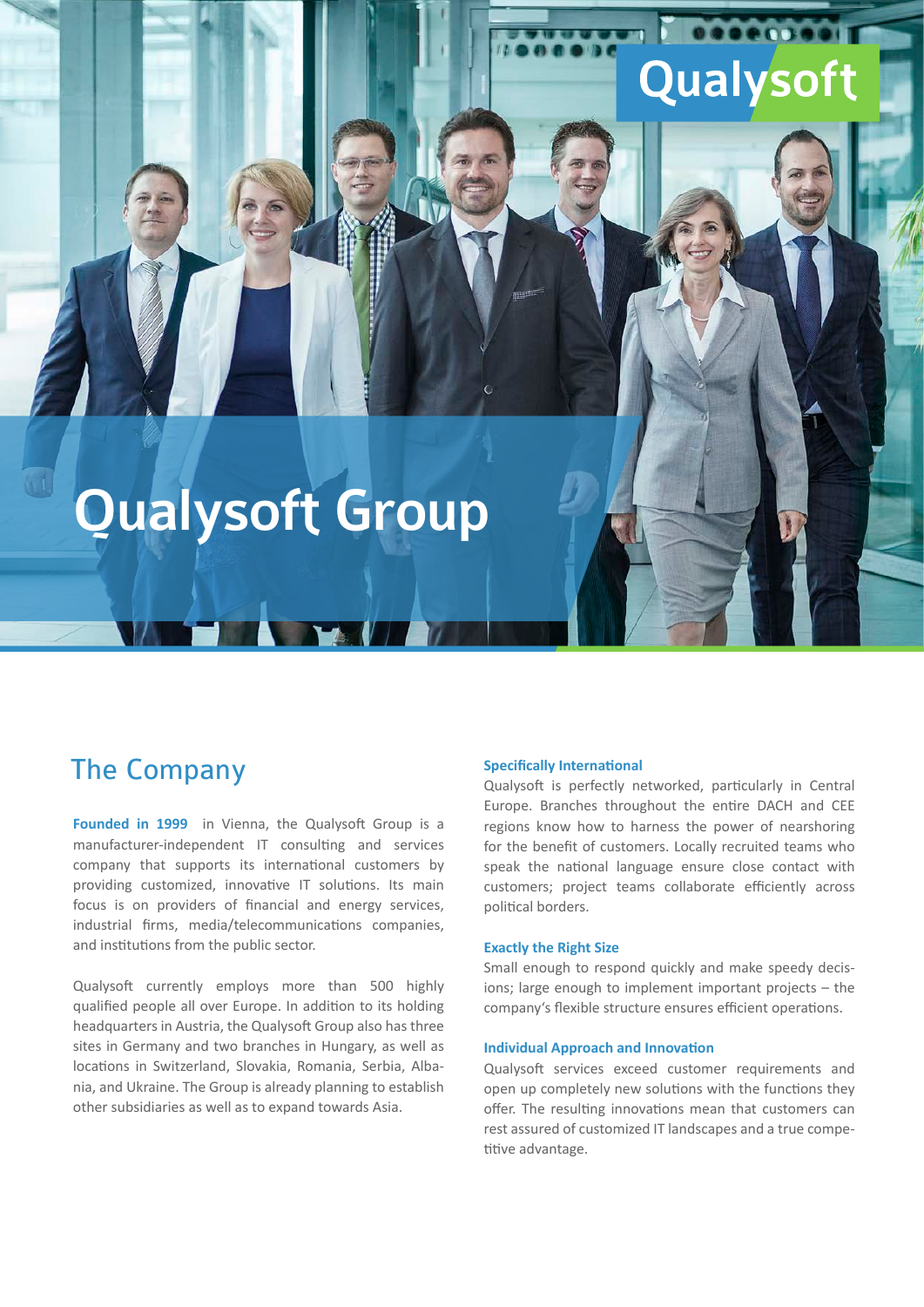# Qualysoft Group

## The Company

**Founded in 1999** in Vienna, the Qualysoft Group is a manufacturer-independent IT consulting and services company that supports its international customers by providing customized, innovative IT solutions. Its main focus is on providers of financial and energy services, industrial firms, media/telecommunications companies, and institutions from the public sector.

Qualysoft currently employs more than 500 highly qualified people all over Europe. In addition to its holding headquarters in Austria, the Qualysoft Group also has three sites in Germany and two branches in Hungary, as well as locations in Switzerland, Slovakia, Romania, Serbia, Albania, and Ukraine. The Group is already planning to establish other subsidiaries as well as to expand towards Asia.

### Specifically International

Qualysoft is perfectly networked, particularly in Central Europe. Branches throughout the entire DACH and CEE regions know how to harness the power of nearshoring for the benefit of customers. Locally recruited teams who speak the national language ensure close contact with customers; project teams collaborate efficiently across political borders.

### Exactly the Right Size

Small enough to respond quickly and make speedy decisions; large enough to implement important projects – the company's flexible structure ensures efficient operations.

### Individual Approach and Innovation

Qualysoft services exceed customer requirements and open up completely new solutions with the functions they offer. The resulting innovations mean that customers can rest assured of customized IT landscapes and a true competitive advantage.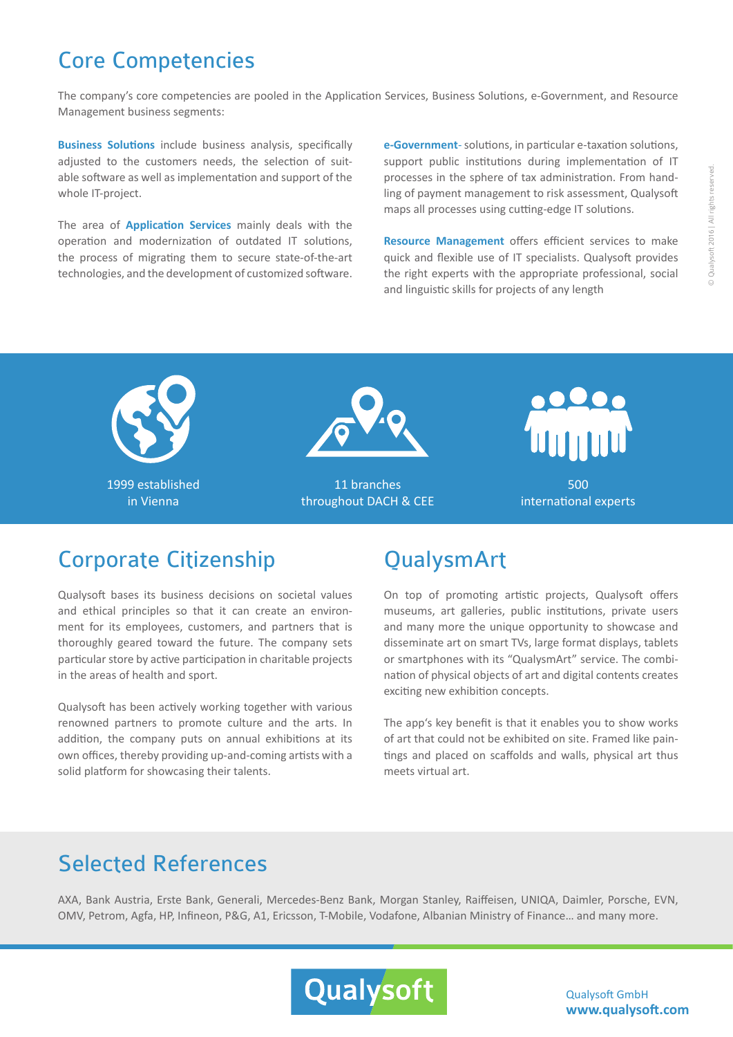## Core Competencies

The company's core competencies are pooled in the Application Services, Business Solutions, e-Government, and Resource Management business segments:

**Business Solutions** include business analysis, specifically adjusted to the customers needs, the selection of suitable software as well as implementation and support of the whole IT-project.

The area of **Application Services** mainly deals with the operation and modernization of outdated IT solutions, the process of migrating them to secure state-of-the-art technologies, and the development of customized software.

**e-Government**- solutions, in particular e-taxation solutions, support public institutions during implementation of IT processes in the sphere of tax administration. From handling of payment management to risk assessment, Qualysoft maps all processes using cutting-edge IT solutions.

**Resource Management** offers efficient services to make quick and flexible use of IT specialists. Qualysoft provides the right experts with the appropriate professional, social and linguistic skills for projects of any length

1999 established in Vienna

11 branches throughout DACH & CEE

500 international experts

## Corporate Citizenship

Qualysoft bases its business decisions on societal values and ethical principles so that it can create an environment for its employees, customers, and partners that is thoroughly geared toward the future. The company sets particular store by active participation in charitable projects in the areas of health and sport.

Qualysoft has been actively working together with various renowned partners to promote culture and the arts. In addition, the company puts on annual exhibitions at its own offices, thereby providing up-and-coming artists with a solid platform for showcasing their talents.

## QualysmArt

On top of promoting artistic projects, Qualysoft offers museums, art galleries, public institutions, private users and many more the unique opportunity to showcase and disseminate art on smart TVs, large format displays, tablets or smartphones with its "QualysmArt" service. The combination of physical objects of art and digital contents creates exciting new exhibition concepts.

The app's key benefit is that it enables you to show works of art that could not be exhibited on site. Framed like paintings and placed on scaffolds and walls, physical art thus meets virtual art.

## Selected References

AXA, Bank Austria, Erste Bank, Generali, Mercedes-Benz Bank, Morgan Stanley, Raiffeisen, UNIQA, Daimler, Porsche, EVN, OMV, Petrom, Agfa, HP, Infineon, P&G, A1, Ericsson, T-Mobile, Vodafone, Albanian Ministry of Finance… and many more.

Qualysoft

Qualysoft GmbH
**www.qualysoft.com**

© Qualysoft 2016 | All rights reserved.